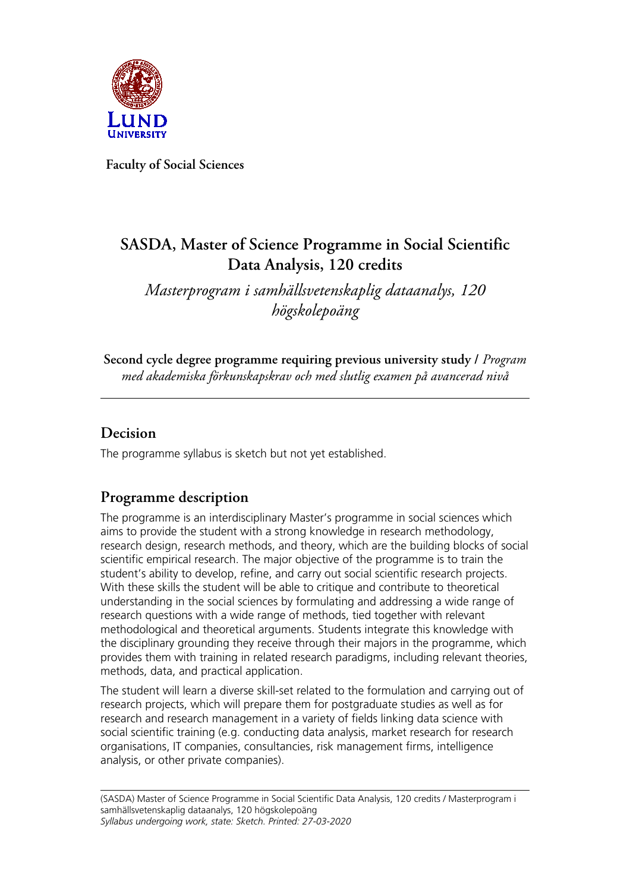**Faculty of Social Sciences**

# SASDA, Master of Science Programme in Social Scientific Data Analysis, 120 credits

*Masterprogram i samhällsvetenskaplig dataanalys, 120 högskolepoäng*

**Second cycle degree programme requiring previous university study /** *Program med akademiska förkunskapskrav och med slutlig examen på avancerad nivå*

---

## Decision

The programme syllabus is sketch but not yet established.

## Programme description

The programme is an interdisciplinary Master's programme in social sciences which aims to provide the student with a strong knowledge in research methodology, research design, research methods, and theory, which are the building blocks of social scientific empirical research. The major objective of the programme is to train the student's ability to develop, refine, and carry out social scientific research projects. With these skills the student will be able to critique and contribute to theoretical understanding in the social sciences by formulating and addressing a wide range of research questions with a wide range of methods, tied together with relevant methodological and theoretical arguments. Students integrate this knowledge with the disciplinary grounding they receive through their majors in the programme, which provides them with training in related research paradigms, including relevant theories, methods, data, and practical application.

The student will learn a diverse skill-set related to the formulation and carrying out of research projects, which will prepare them for postgraduate studies as well as for research and research management in a variety of fields linking data science with social scientific training (e.g. conducting data analysis, market research for research organisations, IT companies, consultancies, risk management firms, intelligence analysis, or other private companies).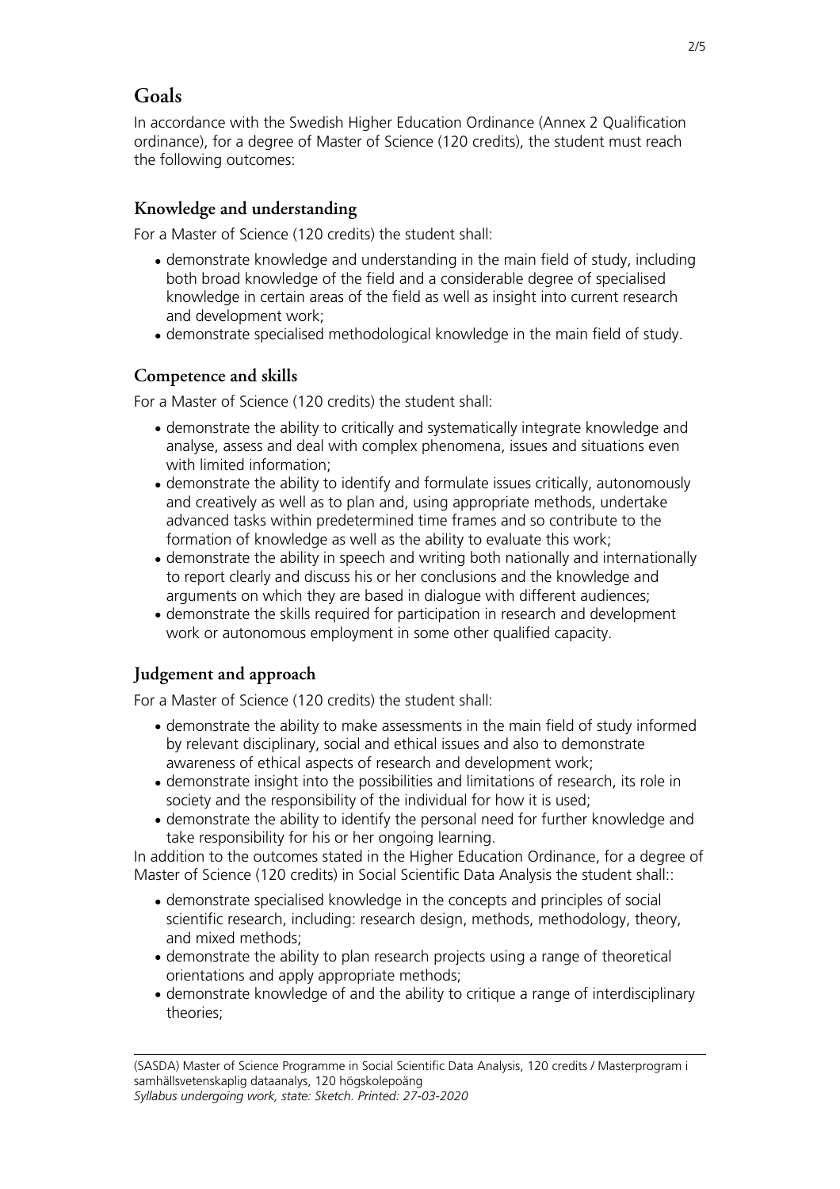# Goals

In accordance with the Swedish Higher Education Ordinance (Annex 2 Qualification ordinance), for a degree of Master of Science (120 credits), the student must reach the following outcomes:

## Knowledge and understanding

For a Master of Science (120 credits) the student shall:

- demonstrate knowledge and understanding in the main field of study, including both broad knowledge of the field and a considerable degree of specialised knowledge in certain areas of the field as well as insight into current research and development work;
- demonstrate specialised methodological knowledge in the main field of study.

## Competence and skills

For a Master of Science (120 credits) the student shall:

- demonstrate the ability to critically and systematically integrate knowledge and analyse, assess and deal with complex phenomena, issues and situations even with limited information;
- demonstrate the ability to identify and formulate issues critically, autonomously and creatively as well as to plan and, using appropriate methods, undertake advanced tasks within predetermined time frames and so contribute to the formation of knowledge as well as the ability to evaluate this work;
- demonstrate the ability in speech and writing both nationally and internationally to report clearly and discuss his or her conclusions and the knowledge and arguments on which they are based in dialogue with different audiences;
- demonstrate the skills required for participation in research and development work or autonomous employment in some other qualified capacity.

## Judgement and approach

For a Master of Science (120 credits) the student shall:

- demonstrate the ability to make assessments in the main field of study informed by relevant disciplinary, social and ethical issues and also to demonstrate awareness of ethical aspects of research and development work;
- demonstrate insight into the possibilities and limitations of research, its role in society and the responsibility of the individual for how it is used;
- demonstrate the ability to identify the personal need for further knowledge and take responsibility for his or her ongoing learning.

In addition to the outcomes stated in the Higher Education Ordinance, for a degree of Master of Science (120 credits) in Social Scientific Data Analysis the student shall::

- demonstrate specialised knowledge in the concepts and principles of social scientific research, including: research design, methods, methodology, theory, and mixed methods;
- demonstrate the ability to plan research projects using a range of theoretical orientations and apply appropriate methods;
- demonstrate knowledge of and the ability to critique a range of interdisciplinary theories;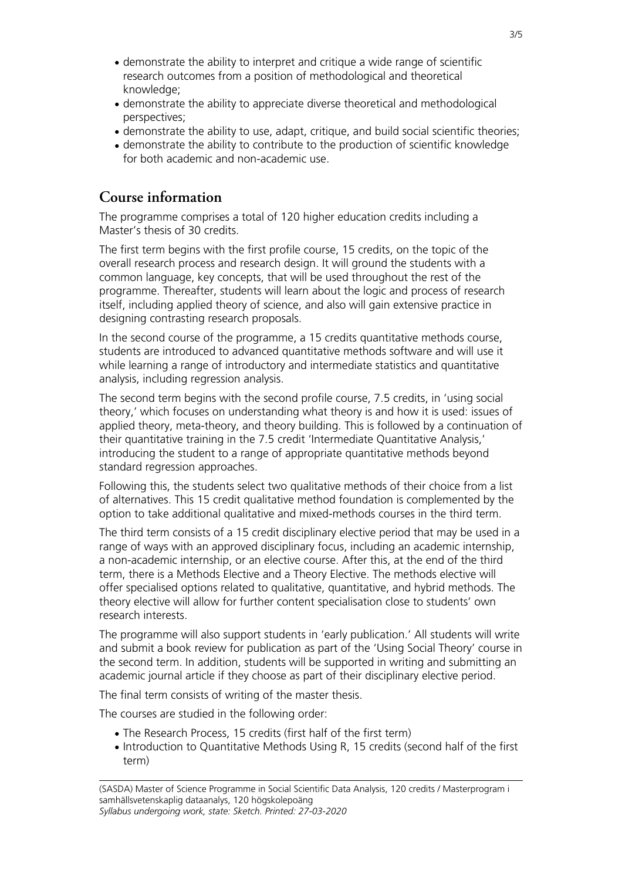- demonstrate the ability to interpret and critique a wide range of scientific research outcomes from a position of methodological and theoretical knowledge;
- demonstrate the ability to appreciate diverse theoretical and methodological perspectives;
- demonstrate the ability to use, adapt, critique, and build social scientific theories;
- demonstrate the ability to contribute to the production of scientific knowledge for both academic and non-academic use.

## Course information

The programme comprises a total of 120 higher education credits including a Master's thesis of 30 credits.

The first term begins with the first profile course, 15 credits, on the topic of the overall research process and research design. It will ground the students with a common language, key concepts, that will be used throughout the rest of the programme. Thereafter, students will learn about the logic and process of research itself, including applied theory of science, and also will gain extensive practice in designing contrasting research proposals.

In the second course of the programme, a 15 credits quantitative methods course, students are introduced to advanced quantitative methods software and will use it while learning a range of introductory and intermediate statistics and quantitative analysis, including regression analysis.

The second term begins with the second profile course, 7.5 credits, in 'using social theory,' which focuses on understanding what theory is and how it is used: issues of applied theory, meta-theory, and theory building. This is followed by a continuation of their quantitative training in the 7.5 credit 'Intermediate Quantitative Analysis,' introducing the student to a range of appropriate quantitative methods beyond standard regression approaches.

Following this, the students select two qualitative methods of their choice from a list of alternatives. This 15 credit qualitative method foundation is complemented by the option to take additional qualitative and mixed-methods courses in the third term.

The third term consists of a 15 credit disciplinary elective period that may be used in a range of ways with an approved disciplinary focus, including an academic internship, a non-academic internship, or an elective course. After this, at the end of the third term, there is a Methods Elective and a Theory Elective. The methods elective will offer specialised options related to qualitative, quantitative, and hybrid methods. The theory elective will allow for further content specialisation close to students' own research interests.

The programme will also support students in 'early publication.' All students will write and submit a book review for publication as part of the 'Using Social Theory' course in the second term. In addition, students will be supported in writing and submitting an academic journal article if they choose as part of their disciplinary elective period.

The final term consists of writing of the master thesis.

The courses are studied in the following order:

- The Research Process, 15 credits (first half of the first term)
- Introduction to Quantitative Methods Using R, 15 credits (second half of the first term)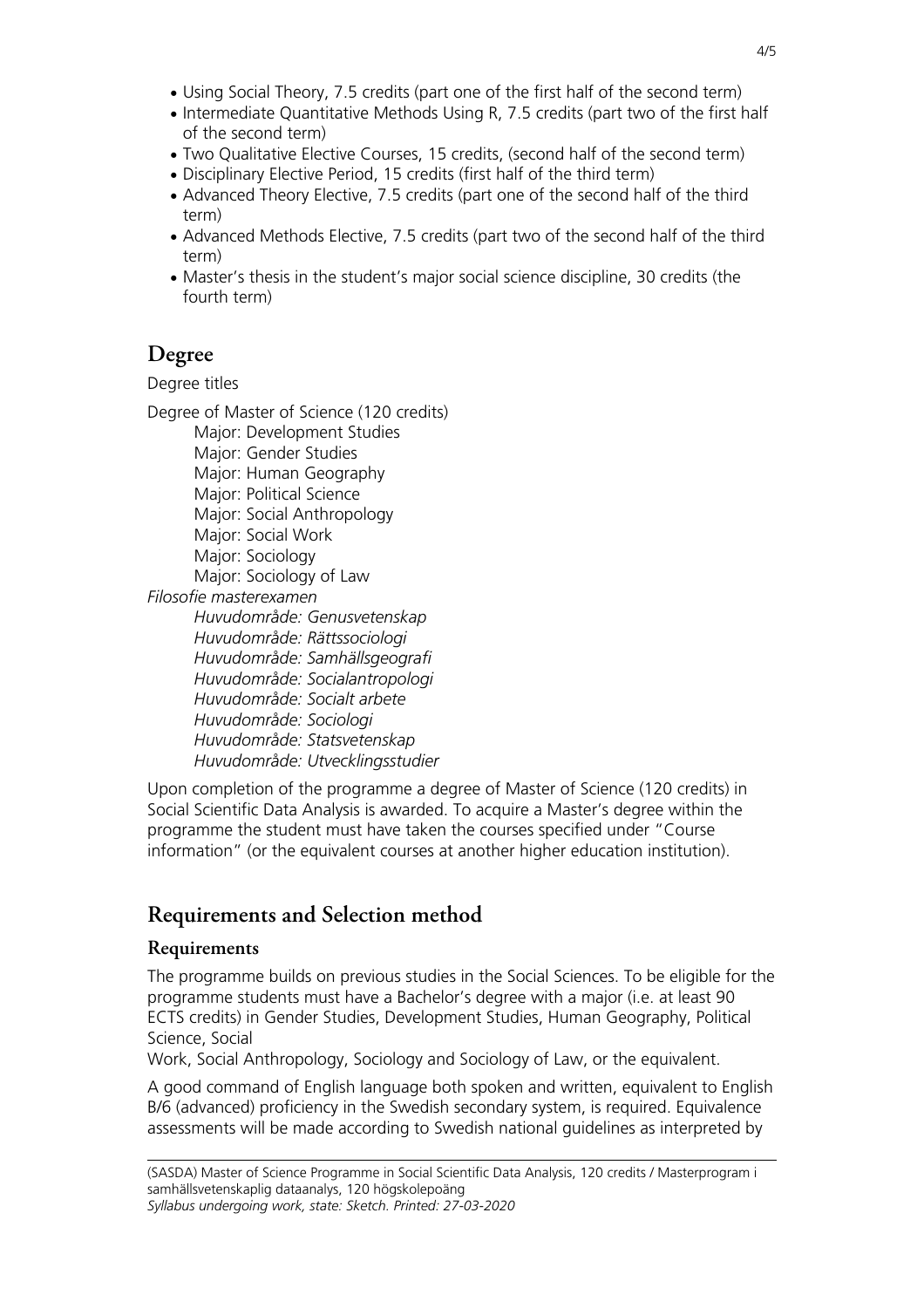- Using Social Theory, 7.5 credits (part one of the first half of the second term)
- Intermediate Quantitative Methods Using R, 7.5 credits (part two of the first half of the second term)
- Two Qualitative Elective Courses, 15 credits, (second half of the second term)
- Disciplinary Elective Period, 15 credits (first half of the third term)
- Advanced Theory Elective, 7.5 credits (part one of the second half of the third term)
- Advanced Methods Elective, 7.5 credits (part two of the second half of the third term)
- Master's thesis in the student's major social science discipline, 30 credits (the fourth term)

## Degree

Degree titles

Degree of Master of Science (120 credits)
- Major: Development Studies
- Major: Gender Studies
- Major: Human Geography
- Major: Political Science
- Major: Social Anthropology
- Major: Social Work
- Major: Sociology
- Major: Sociology of Law

*Filosofie masterexamen*
- *Huvudområde: Genusvetenskap*
- *Huvudområde: Rättssociologi*
- *Huvudområde: Samhällsgeografi*
- *Huvudområde: Socialantropologi*
- *Huvudområde: Socialt arbete*
- *Huvudområde: Sociologi*
- *Huvudområde: Statsvetenskap*
- *Huvudområde: Utvecklingsstudier*

Upon completion of the programme a degree of Master of Science (120 credits) in Social Scientific Data Analysis is awarded. To acquire a Master's degree within the programme the student must have taken the courses specified under "Course information" (or the equivalent courses at another higher education institution).

## Requirements and Selection method

### Requirements

The programme builds on previous studies in the Social Sciences. To be eligible for the programme students must have a Bachelor's degree with a major (i.e. at least 90 ECTS credits) in Gender Studies, Development Studies, Human Geography, Political Science, Social Work, Social Anthropology, Sociology and Sociology of Law, or the equivalent.

A good command of English language both spoken and written, equivalent to English B/6 (advanced) proficiency in the Swedish secondary system, is required. Equivalence assessments will be made according to Swedish national guidelines as interpreted by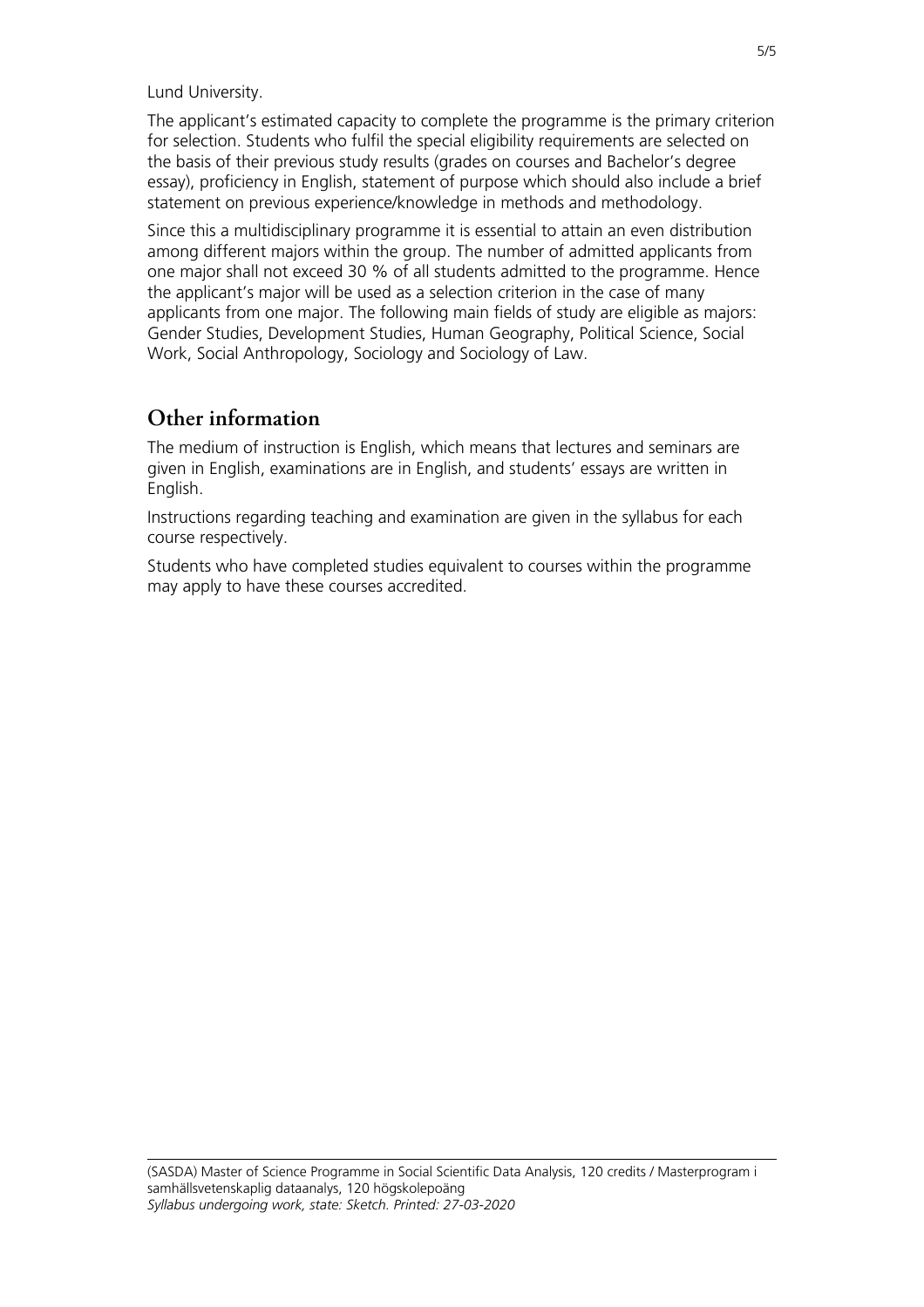Lund University.

The applicant's estimated capacity to complete the programme is the primary criterion for selection. Students who fulfil the special eligibility requirements are selected on the basis of their previous study results (grades on courses and Bachelor's degree essay), proficiency in English, statement of purpose which should also include a brief statement on previous experience/knowledge in methods and methodology.

Since this a multidisciplinary programme it is essential to attain an even distribution among different majors within the group. The number of admitted applicants from one major shall not exceed 30 % of all students admitted to the programme. Hence the applicant's major will be used as a selection criterion in the case of many applicants from one major. The following main fields of study are eligible as majors: Gender Studies, Development Studies, Human Geography, Political Science, Social Work, Social Anthropology, Sociology and Sociology of Law.

## Other information

The medium of instruction is English, which means that lectures and seminars are given in English, examinations are in English, and students' essays are written in English.

Instructions regarding teaching and examination are given in the syllabus for each course respectively.

Students who have completed studies equivalent to courses within the programme may apply to have these courses accredited.